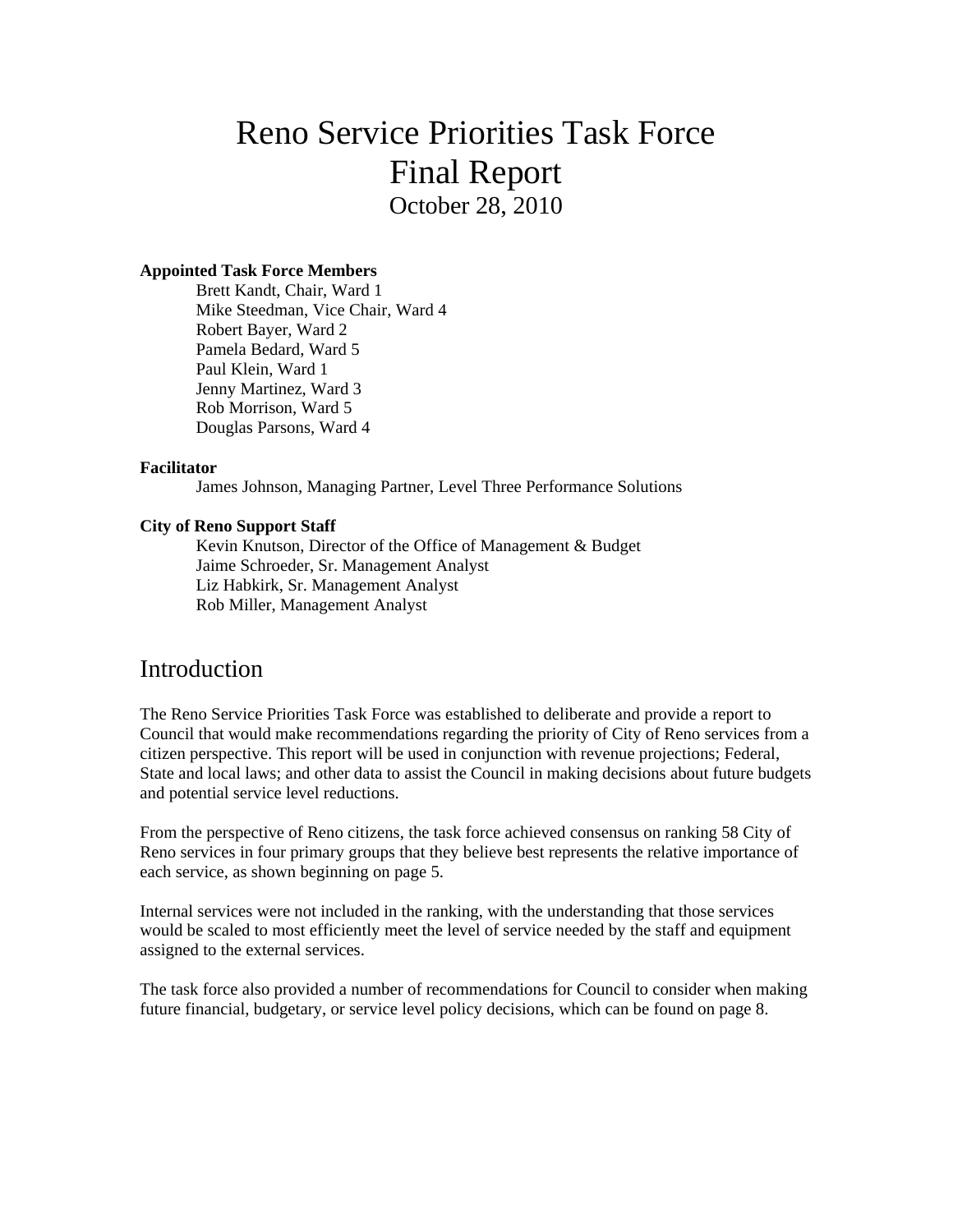# Reno Service Priorities Task Force
# Final Report

October 28, 2010

**Appointed Task Force Members**

Brett Kandt, Chair, Ward 1
Mike Steedman, Vice Chair, Ward 4
Robert Bayer, Ward 2
Pamela Bedard, Ward 5
Paul Klein, Ward 1
Jenny Martinez, Ward 3
Rob Morrison, Ward 5
Douglas Parsons, Ward 4

**Facilitator**

James Johnson, Managing Partner, Level Three Performance Solutions

**City of Reno Support Staff**

Kevin Knutson, Director of the Office of Management & Budget
Jaime Schroeder, Sr. Management Analyst
Liz Habkirk, Sr. Management Analyst
Rob Miller, Management Analyst

## Introduction

The Reno Service Priorities Task Force was established to deliberate and provide a report to Council that would make recommendations regarding the priority of City of Reno services from a citizen perspective. This report will be used in conjunction with revenue projections; Federal, State and local laws; and other data to assist the Council in making decisions about future budgets and potential service level reductions.

From the perspective of Reno citizens, the task force achieved consensus on ranking 58 City of Reno services in four primary groups that they believe best represents the relative importance of each service, as shown beginning on page 5.

Internal services were not included in the ranking, with the understanding that those services would be scaled to most efficiently meet the level of service needed by the staff and equipment assigned to the external services.

The task force also provided a number of recommendations for Council to consider when making future financial, budgetary, or service level policy decisions, which can be found on page 8.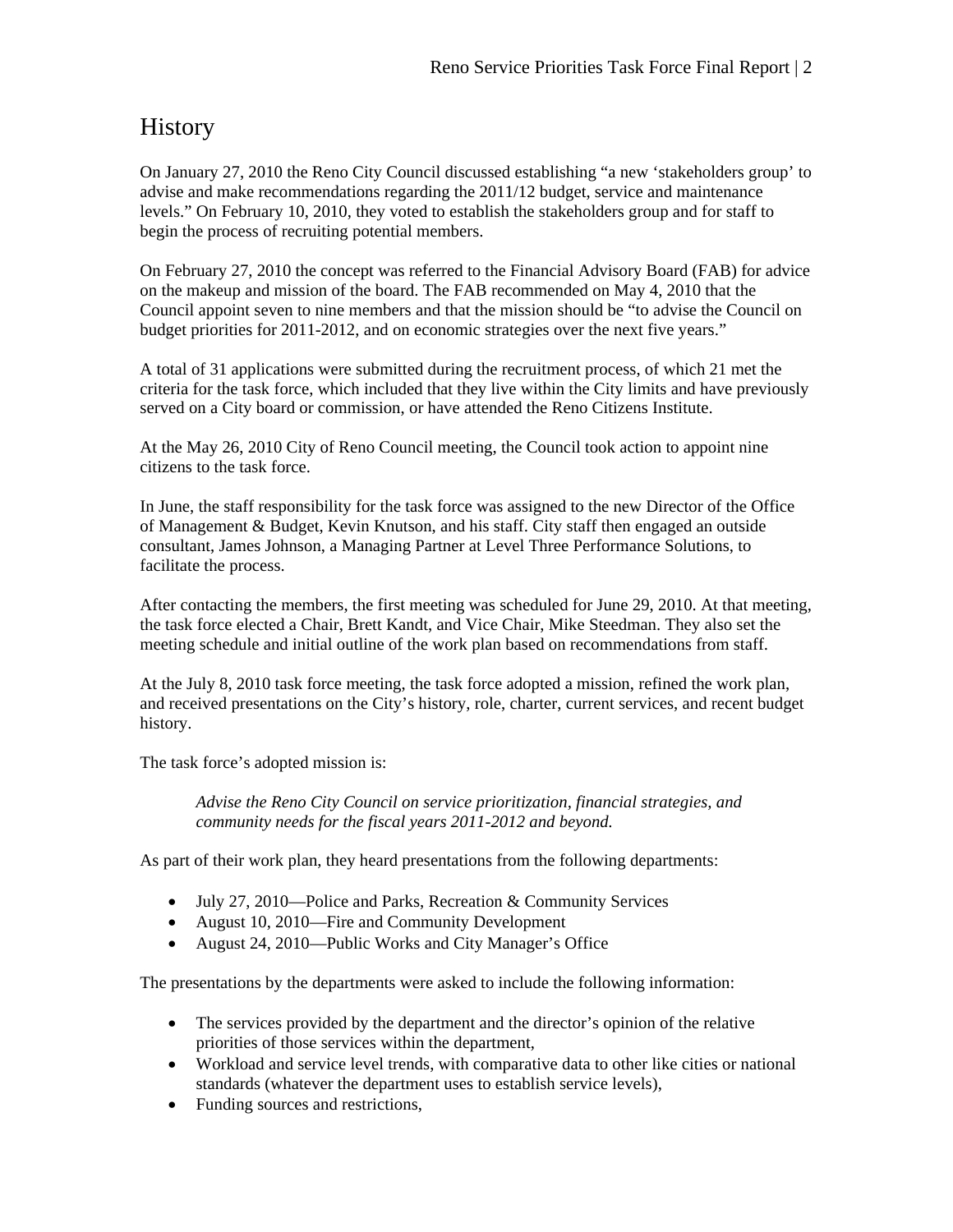# History

On January 27, 2010 the Reno City Council discussed establishing "a new 'stakeholders group' to advise and make recommendations regarding the 2011/12 budget, service and maintenance levels." On February 10, 2010, they voted to establish the stakeholders group and for staff to begin the process of recruiting potential members.

On February 27, 2010 the concept was referred to the Financial Advisory Board (FAB) for advice on the makeup and mission of the board. The FAB recommended on May 4, 2010 that the Council appoint seven to nine members and that the mission should be "to advise the Council on budget priorities for 2011-2012, and on economic strategies over the next five years."

A total of 31 applications were submitted during the recruitment process, of which 21 met the criteria for the task force, which included that they live within the City limits and have previously served on a City board or commission, or have attended the Reno Citizens Institute.

At the May 26, 2010 City of Reno Council meeting, the Council took action to appoint nine citizens to the task force.

In June, the staff responsibility for the task force was assigned to the new Director of the Office of Management & Budget, Kevin Knutson, and his staff. City staff then engaged an outside consultant, James Johnson, a Managing Partner at Level Three Performance Solutions, to facilitate the process.

After contacting the members, the first meeting was scheduled for June 29, 2010. At that meeting, the task force elected a Chair, Brett Kandt, and Vice Chair, Mike Steedman. They also set the meeting schedule and initial outline of the work plan based on recommendations from staff.

At the July 8, 2010 task force meeting, the task force adopted a mission, refined the work plan, and received presentations on the City's history, role, charter, current services, and recent budget history.

The task force's adopted mission is:

> *Advise the Reno City Council on service prioritization, financial strategies, and community needs for the fiscal years 2011-2012 and beyond.*

As part of their work plan, they heard presentations from the following departments:

- July 27, 2010—Police and Parks, Recreation & Community Services
- August 10, 2010—Fire and Community Development
- August 24, 2010—Public Works and City Manager's Office

The presentations by the departments were asked to include the following information:

- The services provided by the department and the director's opinion of the relative priorities of those services within the department,
- Workload and service level trends, with comparative data to other like cities or national standards (whatever the department uses to establish service levels),
- Funding sources and restrictions,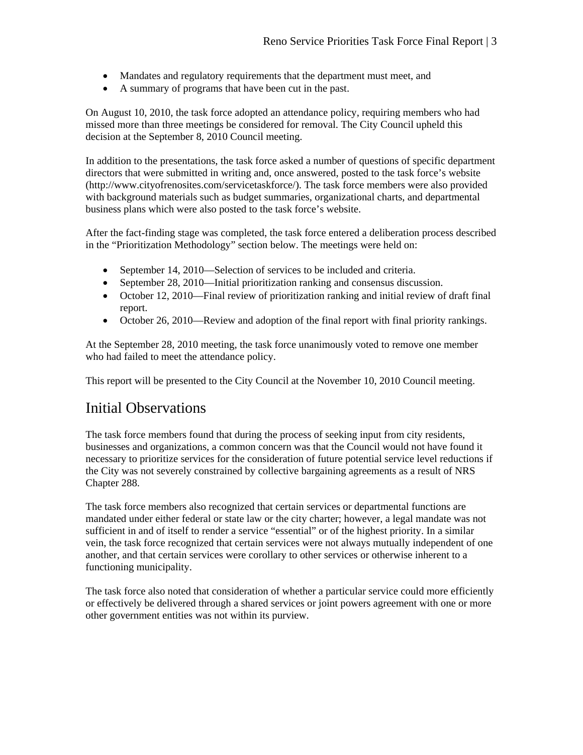- Mandates and regulatory requirements that the department must meet, and
- A summary of programs that have been cut in the past.

On August 10, 2010, the task force adopted an attendance policy, requiring members who had missed more than three meetings be considered for removal. The City Council upheld this decision at the September 8, 2010 Council meeting.

In addition to the presentations, the task force asked a number of questions of specific department directors that were submitted in writing and, once answered, posted to the task force's website (http://www.cityofrenosites.com/servicetaskforce/). The task force members were also provided with background materials such as budget summaries, organizational charts, and departmental business plans which were also posted to the task force's website.

After the fact-finding stage was completed, the task force entered a deliberation process described in the "Prioritization Methodology" section below. The meetings were held on:

- September 14, 2010—Selection of services to be included and criteria.
- September 28, 2010—Initial prioritization ranking and consensus discussion.
- October 12, 2010—Final review of prioritization ranking and initial review of draft final report.
- October 26, 2010—Review and adoption of the final report with final priority rankings.

At the September 28, 2010 meeting, the task force unanimously voted to remove one member who had failed to meet the attendance policy.

This report will be presented to the City Council at the November 10, 2010 Council meeting.

## Initial Observations

The task force members found that during the process of seeking input from city residents, businesses and organizations, a common concern was that the Council would not have found it necessary to prioritize services for the consideration of future potential service level reductions if the City was not severely constrained by collective bargaining agreements as a result of NRS Chapter 288.

The task force members also recognized that certain services or departmental functions are mandated under either federal or state law or the city charter; however, a legal mandate was not sufficient in and of itself to render a service "essential" or of the highest priority. In a similar vein, the task force recognized that certain services were not always mutually independent of one another, and that certain services were corollary to other services or otherwise inherent to a functioning municipality.

The task force also noted that consideration of whether a particular service could more efficiently or effectively be delivered through a shared services or joint powers agreement with one or more other government entities was not within its purview.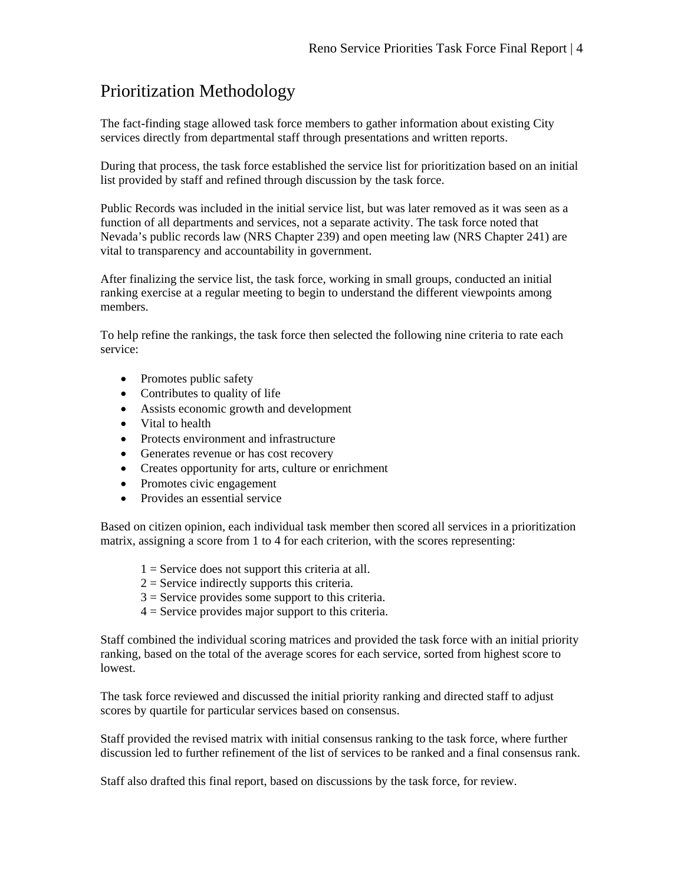# Prioritization Methodology

The fact-finding stage allowed task force members to gather information about existing City services directly from departmental staff through presentations and written reports.

During that process, the task force established the service list for prioritization based on an initial list provided by staff and refined through discussion by the task force.

Public Records was included in the initial service list, but was later removed as it was seen as a function of all departments and services, not a separate activity. The task force noted that Nevada's public records law (NRS Chapter 239) and open meeting law (NRS Chapter 241) are vital to transparency and accountability in government.

After finalizing the service list, the task force, working in small groups, conducted an initial ranking exercise at a regular meeting to begin to understand the different viewpoints among members.

To help refine the rankings, the task force then selected the following nine criteria to rate each service:

- Promotes public safety
- Contributes to quality of life
- Assists economic growth and development
- Vital to health
- Protects environment and infrastructure
- Generates revenue or has cost recovery
- Creates opportunity for arts, culture or enrichment
- Promotes civic engagement
- Provides an essential service

Based on citizen opinion, each individual task member then scored all services in a prioritization matrix, assigning a score from 1 to 4 for each criterion, with the scores representing:

1 = Service does not support this criteria at all.
2 = Service indirectly supports this criteria.
3 = Service provides some support to this criteria.
4 = Service provides major support to this criteria.

Staff combined the individual scoring matrices and provided the task force with an initial priority ranking, based on the total of the average scores for each service, sorted from highest score to lowest.

The task force reviewed and discussed the initial priority ranking and directed staff to adjust scores by quartile for particular services based on consensus.

Staff provided the revised matrix with initial consensus ranking to the task force, where further discussion led to further refinement of the list of services to be ranked and a final consensus rank.

Staff also drafted this final report, based on discussions by the task force, for review.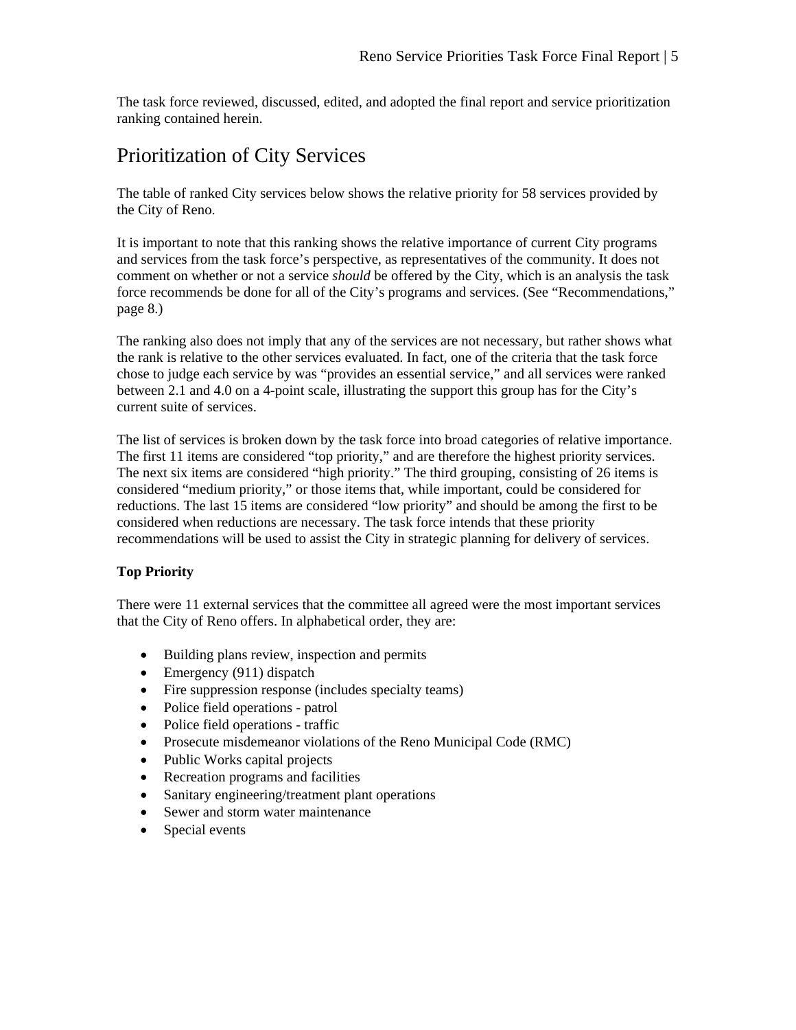The task force reviewed, discussed, edited, and adopted the final report and service prioritization ranking contained herein.

# Prioritization of City Services

The table of ranked City services below shows the relative priority for 58 services provided by the City of Reno.

It is important to note that this ranking shows the relative importance of current City programs and services from the task force's perspective, as representatives of the community. It does not comment on whether or not a service *should* be offered by the City, which is an analysis the task force recommends be done for all of the City's programs and services. (See "Recommendations," page 8.)

The ranking also does not imply that any of the services are not necessary, but rather shows what the rank is relative to the other services evaluated. In fact, one of the criteria that the task force chose to judge each service by was "provides an essential service," and all services were ranked between 2.1 and 4.0 on a 4-point scale, illustrating the support this group has for the City's current suite of services.

The list of services is broken down by the task force into broad categories of relative importance. The first 11 items are considered "top priority," and are therefore the highest priority services. The next six items are considered "high priority." The third grouping, consisting of 26 items is considered "medium priority," or those items that, while important, could be considered for reductions. The last 15 items are considered "low priority" and should be among the first to be considered when reductions are necessary. The task force intends that these priority recommendations will be used to assist the City in strategic planning for delivery of services.

**Top Priority**

There were 11 external services that the committee all agreed were the most important services that the City of Reno offers. In alphabetical order, they are:

- Building plans review, inspection and permits
- Emergency (911) dispatch
- Fire suppression response (includes specialty teams)
- Police field operations - patrol
- Police field operations - traffic
- Prosecute misdemeanor violations of the Reno Municipal Code (RMC)
- Public Works capital projects
- Recreation programs and facilities
- Sanitary engineering/treatment plant operations
- Sewer and storm water maintenance
- Special events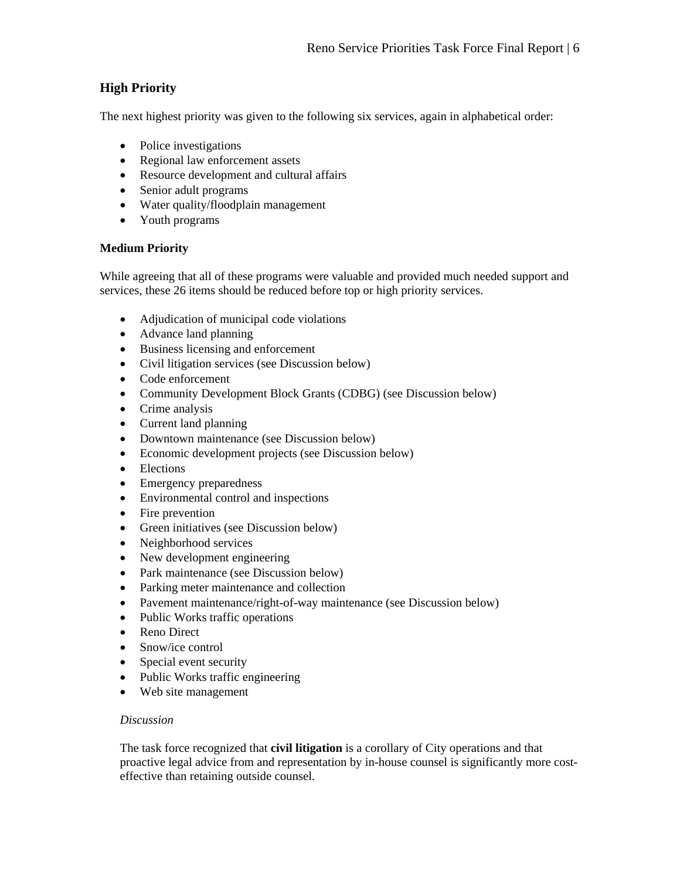## High Priority

The next highest priority was given to the following six services, again in alphabetical order:

- Police investigations
- Regional law enforcement assets
- Resource development and cultural affairs
- Senior adult programs
- Water quality/floodplain management
- Youth programs

### Medium Priority

While agreeing that all of these programs were valuable and provided much needed support and services, these 26 items should be reduced before top or high priority services.

- Adjudication of municipal code violations
- Advance land planning
- Business licensing and enforcement
- Civil litigation services (see Discussion below)
- Code enforcement
- Community Development Block Grants (CDBG) (see Discussion below)
- Crime analysis
- Current land planning
- Downtown maintenance (see Discussion below)
- Economic development projects (see Discussion below)
- Elections
- Emergency preparedness
- Environmental control and inspections
- Fire prevention
- Green initiatives (see Discussion below)
- Neighborhood services
- New development engineering
- Park maintenance (see Discussion below)
- Parking meter maintenance and collection
- Pavement maintenance/right-of-way maintenance (see Discussion below)
- Public Works traffic operations
- Reno Direct
- Snow/ice control
- Special event security
- Public Works traffic engineering
- Web site management

*Discussion*

The task force recognized that **civil litigation** is a corollary of City operations and that proactive legal advice from and representation by in-house counsel is significantly more cost-effective than retaining outside counsel.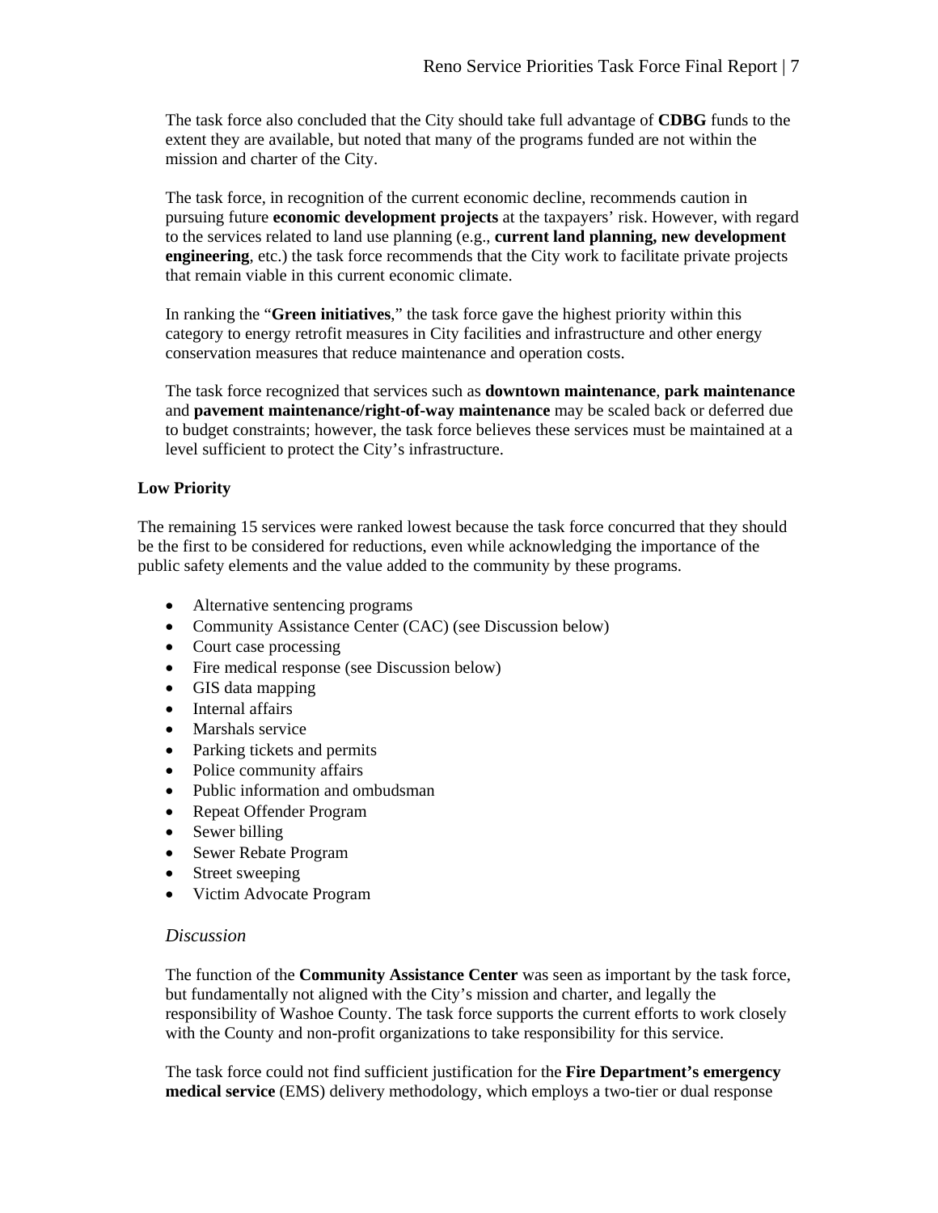The task force also concluded that the City should take full advantage of **CDBG** funds to the extent they are available, but noted that many of the programs funded are not within the mission and charter of the City.

The task force, in recognition of the current economic decline, recommends caution in pursuing future **economic development projects** at the taxpayers' risk. However, with regard to the services related to land use planning (e.g., **current land planning, new development engineering**, etc.) the task force recommends that the City work to facilitate private projects that remain viable in this current economic climate.

In ranking the "**Green initiatives**," the task force gave the highest priority within this category to energy retrofit measures in City facilities and infrastructure and other energy conservation measures that reduce maintenance and operation costs.

The task force recognized that services such as **downtown maintenance**, **park maintenance** and **pavement maintenance/right-of-way maintenance** may be scaled back or deferred due to budget constraints; however, the task force believes these services must be maintained at a level sufficient to protect the City's infrastructure.

**Low Priority**

The remaining 15 services were ranked lowest because the task force concurred that they should be the first to be considered for reductions, even while acknowledging the importance of the public safety elements and the value added to the community by these programs.

- Alternative sentencing programs
- Community Assistance Center (CAC) (see Discussion below)
- Court case processing
- Fire medical response (see Discussion below)
- GIS data mapping
- Internal affairs
- Marshals service
- Parking tickets and permits
- Police community affairs
- Public information and ombudsman
- Repeat Offender Program
- Sewer billing
- Sewer Rebate Program
- Street sweeping
- Victim Advocate Program

*Discussion*

The function of the **Community Assistance Center** was seen as important by the task force, but fundamentally not aligned with the City's mission and charter, and legally the responsibility of Washoe County. The task force supports the current efforts to work closely with the County and non-profit organizations to take responsibility for this service.

The task force could not find sufficient justification for the **Fire Department's emergency medical service** (EMS) delivery methodology, which employs a two-tier or dual response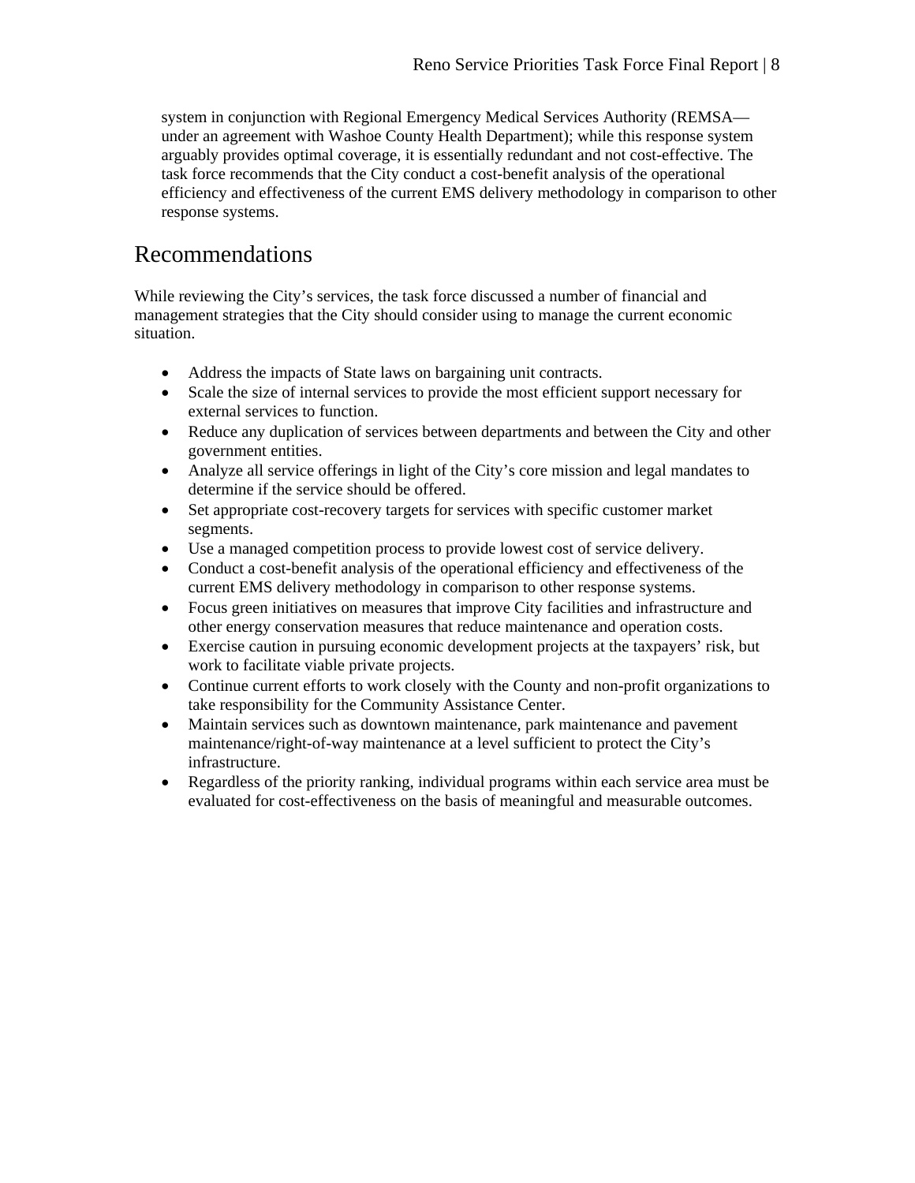system in conjunction with Regional Emergency Medical Services Authority (REMSA—under an agreement with Washoe County Health Department); while this response system arguably provides optimal coverage, it is essentially redundant and not cost-effective. The task force recommends that the City conduct a cost-benefit analysis of the operational efficiency and effectiveness of the current EMS delivery methodology in comparison to other response systems.

# Recommendations

While reviewing the City's services, the task force discussed a number of financial and management strategies that the City should consider using to manage the current economic situation.

- Address the impacts of State laws on bargaining unit contracts.
- Scale the size of internal services to provide the most efficient support necessary for external services to function.
- Reduce any duplication of services between departments and between the City and other government entities.
- Analyze all service offerings in light of the City's core mission and legal mandates to determine if the service should be offered.
- Set appropriate cost-recovery targets for services with specific customer market segments.
- Use a managed competition process to provide lowest cost of service delivery.
- Conduct a cost-benefit analysis of the operational efficiency and effectiveness of the current EMS delivery methodology in comparison to other response systems.
- Focus green initiatives on measures that improve City facilities and infrastructure and other energy conservation measures that reduce maintenance and operation costs.
- Exercise caution in pursuing economic development projects at the taxpayers' risk, but work to facilitate viable private projects.
- Continue current efforts to work closely with the County and non-profit organizations to take responsibility for the Community Assistance Center.
- Maintain services such as downtown maintenance, park maintenance and pavement maintenance/right-of-way maintenance at a level sufficient to protect the City's infrastructure.
- Regardless of the priority ranking, individual programs within each service area must be evaluated for cost-effectiveness on the basis of meaningful and measurable outcomes.